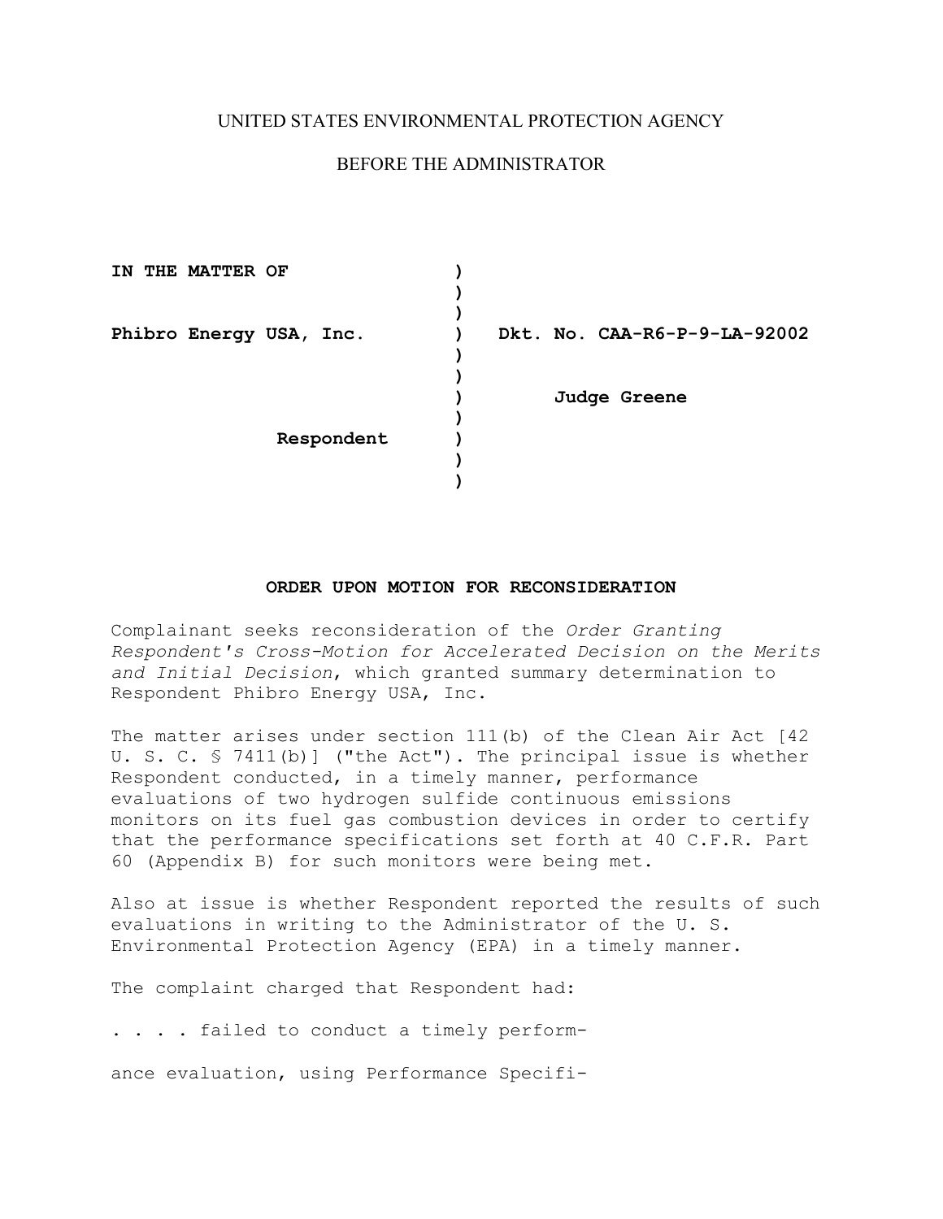UNITED STATES ENVIRONMENTAL PROTECTION AGENCY

BEFORE THE ADMINISTRATOR

| | | |
|---|---|---|
| **IN THE MATTER OF** | ) | |
| | ) | |
| | ) | |
| **Phibro Energy USA, Inc.** | ) | **Dkt. No. CAA-R6-P-9-LA-92002** |
| | ) | |
| | ) | |
| | ) | **Judge Greene** |
| | ) | |
| **Respondent** | ) | |
| | ) | |
| | ) | |

## ORDER UPON MOTION FOR RECONSIDERATION

Complainant seeks reconsideration of the *Order Granting Respondent's Cross-Motion for Accelerated Decision on the Merits and Initial Decision*, which granted summary determination to Respondent Phibro Energy USA, Inc.

The matter arises under section 111(b) of the Clean Air Act [42 U. S. C. § 7411(b)] ("the Act"). The principal issue is whether Respondent conducted, in a timely manner, performance evaluations of two hydrogen sulfide continuous emissions monitors on its fuel gas combustion devices in order to certify that the performance specifications set forth at 40 C.F.R. Part 60 (Appendix B) for such monitors were being met.

Also at issue is whether Respondent reported the results of such evaluations in writing to the Administrator of the U. S. Environmental Protection Agency (EPA) in a timely manner.

The complaint charged that Respondent had:

. . . . failed to conduct a timely perform-

ance evaluation, using Performance Specifi-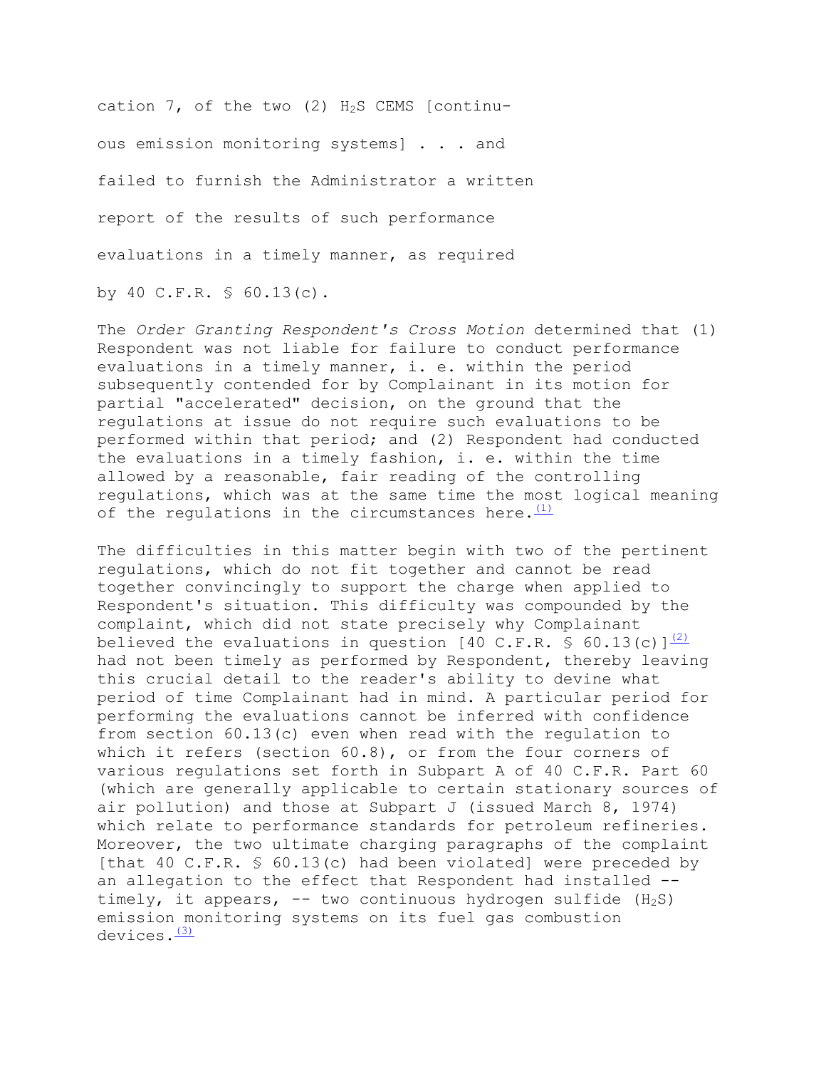cation 7, of the two (2) $H_2S$ CEMS [continuous emission monitoring systems] . . . and failed to furnish the Administrator a written report of the results of such performance evaluations in a timely manner, as required by 40 C.F.R. § 60.13(c).

The *Order Granting Respondent's Cross Motion* determined that (1) Respondent was not liable for failure to conduct performance evaluations in a timely manner, i. e. within the period subsequently contended for by Complainant in its motion for partial "accelerated" decision, on the ground that the regulations at issue do not require such evaluations to be performed within that period; and (2) Respondent had conducted the evaluations in a timely fashion, i. e. within the time allowed by a reasonable, fair reading of the controlling regulations, which was at the same time the most logical meaning of the regulations in the circumstances here.[(1)]

The difficulties in this matter begin with two of the pertinent regulations, which do not fit together and cannot be read together convincingly to support the charge when applied to Respondent's situation. This difficulty was compounded by the complaint, which did not state precisely why Complainant believed the evaluations in question [40 C.F.R. § 60.13(c)][(2)] had not been timely as performed by Respondent, thereby leaving this crucial detail to the reader's ability to devine what period of time Complainant had in mind. A particular period for performing the evaluations cannot be inferred with confidence from section 60.13(c) even when read with the regulation to which it refers (section 60.8), or from the four corners of various regulations set forth in Subpart A of 40 C.F.R. Part 60 (which are generally applicable to certain stationary sources of air pollution) and those at Subpart J (issued March 8, 1974) which relate to performance standards for petroleum refineries. Moreover, the two ultimate charging paragraphs of the complaint [that 40 C.F.R. § 60.13(c) had been violated] were preceded by an allegation to the effect that Respondent had installed -- timely, it appears, -- two continuous hydrogen sulfide ($H_2S$) emission monitoring systems on its fuel gas combustion devices.[(3)]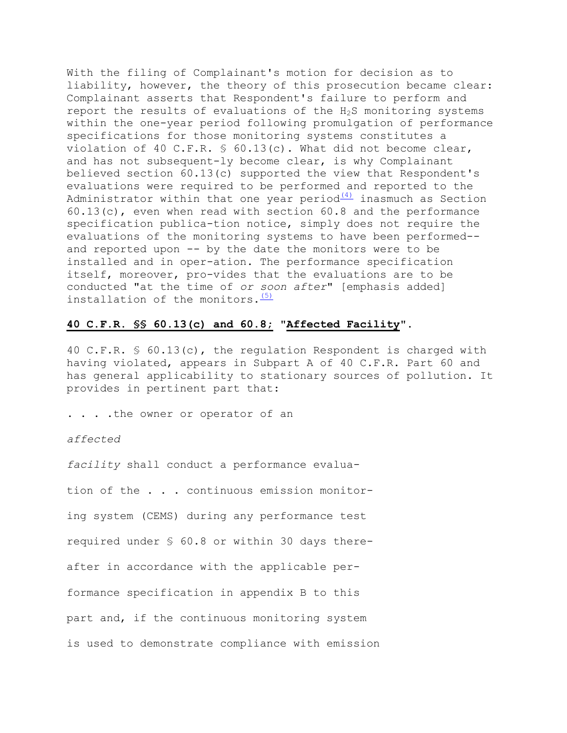With the filing of Complainant's motion for decision as to liability, however, the theory of this prosecution became clear: Complainant asserts that Respondent's failure to perform and report the results of evaluations of the $H_2S$ monitoring systems within the one-year period following promulgation of performance specifications for those monitoring systems constitutes a violation of 40 C.F.R. § 60.13(c). What did not become clear, and has not subsequent-ly become clear, is why Complainant believed section 60.13(c) supported the view that Respondent's evaluations were required to be performed and reported to the Administrator within that one year period[(4)] inasmuch as Section 60.13(c), even when read with section 60.8 and the performance specification publica-tion notice, simply does not require the evaluations of the monitoring systems to have been performed-- and reported upon -- by the date the monitors were to be installed and in oper-ation. The performance specification itself, moreover, pro-vides that the evaluations are to be conducted "at the time of *or soon after*" [emphasis added] installation of the monitors.[(5)]

**40 C.F.R. §§ 60.13(c) and 60.8; "Affected Facility".**

40 C.F.R. § 60.13(c), the regulation Respondent is charged with having violated, appears in Subpart A of 40 C.F.R. Part 60 and has general applicability to stationary sources of pollution. It provides in pertinent part that:

. . . .the owner or operator of an *affected facility* shall conduct a performance evalua-tion of the . . . continuous emission monitor-ing system (CEMS) during any performance test required under § 60.8 or within 30 days there-after in accordance with the applicable per-formance specification in appendix B to this part and, if the continuous monitoring system is used to demonstrate compliance with emission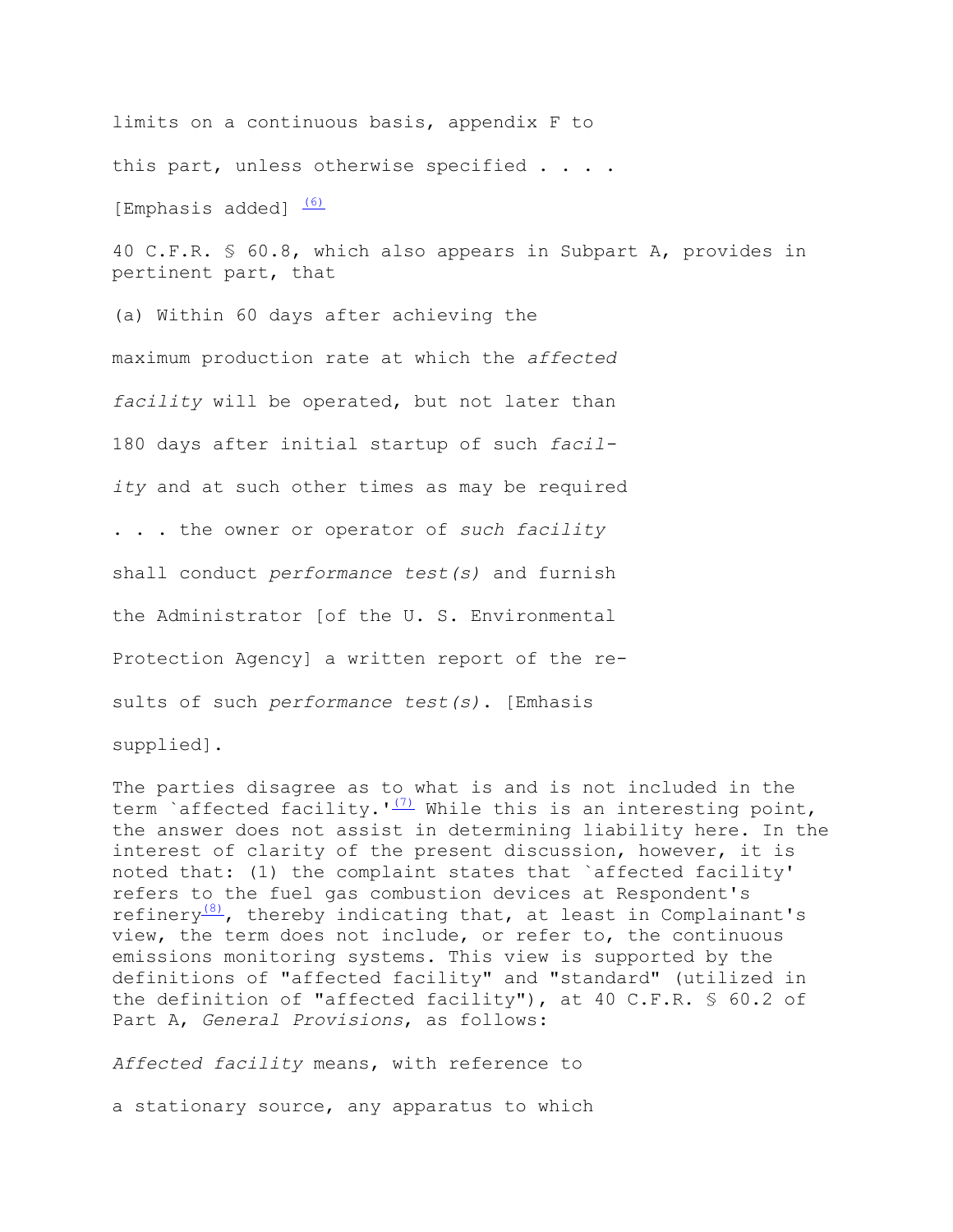limits on a continuous basis, appendix F to this part, unless otherwise specified . . . .

[Emphasis added] (6)

40 C.F.R. § 60.8, which also appears in Subpart A, provides in pertinent part, that

> (a) Within 60 days after achieving the maximum production rate at which the *affected facility* will be operated, but not later than 180 days after initial startup of such *facility* and at such other times as may be required . . . the owner or operator of *such facility* shall conduct *performance test(s)* and furnish the Administrator [of the U. S. Environmental Protection Agency] a written report of the results of such *performance test(s)*. [Emhasis supplied].

The parties disagree as to what is and is not included in the term `affected facility.'(7) While this is an interesting point, the answer does not assist in determining liability here. In the interest of clarity of the present discussion, however, it is noted that: (1) the complaint states that `affected facility' refers to the fuel gas combustion devices at Respondent's refinery(8), thereby indicating that, at least in Complainant's view, the term does not include, or refer to, the continuous emissions monitoring systems. This view is supported by the definitions of "affected facility" and "standard" (utilized in the definition of "affected facility"), at 40 C.F.R. § 60.2 of Part A, *General Provisions*, as follows:

> *Affected facility* means, with reference to a stationary source, any apparatus to which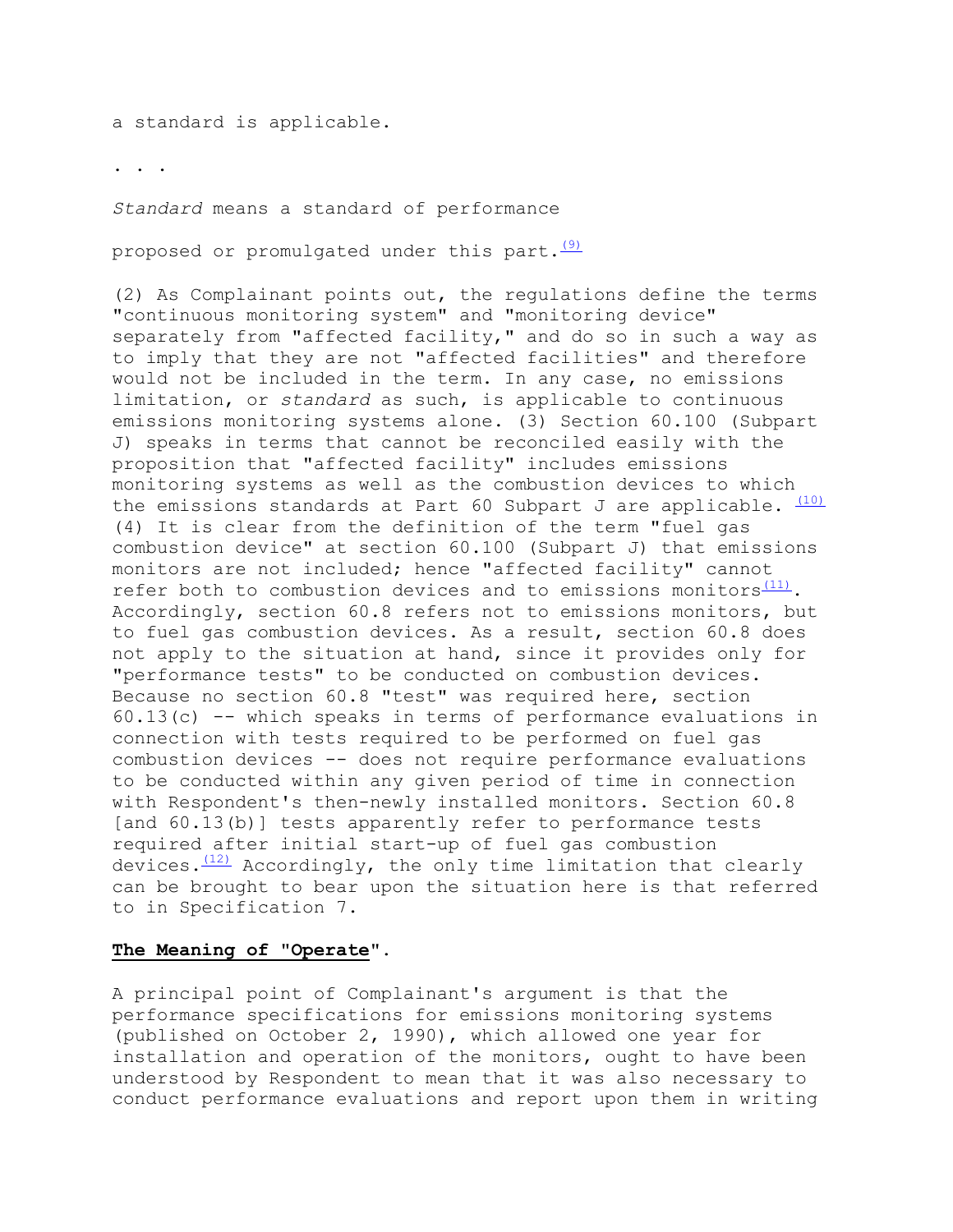a standard is applicable.

. . .

*Standard* means a standard of performance

proposed or promulgated under this part.[(9)]

(2) As Complainant points out, the regulations define the terms "continuous monitoring system" and "monitoring device" separately from "affected facility," and do so in such a way as to imply that they are not "affected facilities" and therefore would not be included in the term. In any case, no emissions limitation, or *standard* as such, is applicable to continuous emissions monitoring systems alone. (3) Section 60.100 (Subpart J) speaks in terms that cannot be reconciled easily with the proposition that "affected facility" includes emissions monitoring systems as well as the combustion devices to which the emissions standards at Part 60 Subpart J are applicable. [(10)] (4) It is clear from the definition of the term "fuel gas combustion device" at section 60.100 (Subpart J) that emissions monitors are not included; hence "affected facility" cannot refer both to combustion devices and to emissions monitors[(11)]. Accordingly, section 60.8 refers not to emissions monitors, but to fuel gas combustion devices. As a result, section 60.8 does not apply to the situation at hand, since it provides only for "performance tests" to be conducted on combustion devices. Because no section 60.8 "test" was required here, section 60.13(c) -- which speaks in terms of performance evaluations in connection with tests required to be performed on fuel gas combustion devices -- does not require performance evaluations to be conducted within any given period of time in connection with Respondent's then-newly installed monitors. Section 60.8 [and 60.13(b)] tests apparently refer to performance tests required after initial start-up of fuel gas combustion devices.[(12)] Accordingly, the only time limitation that clearly can be brought to bear upon the situation here is that referred to in Specification 7.

**The Meaning of "Operate"**.

A principal point of Complainant's argument is that the performance specifications for emissions monitoring systems (published on October 2, 1990), which allowed one year for installation and operation of the monitors, ought to have been understood by Respondent to mean that it was also necessary to conduct performance evaluations and report upon them in writing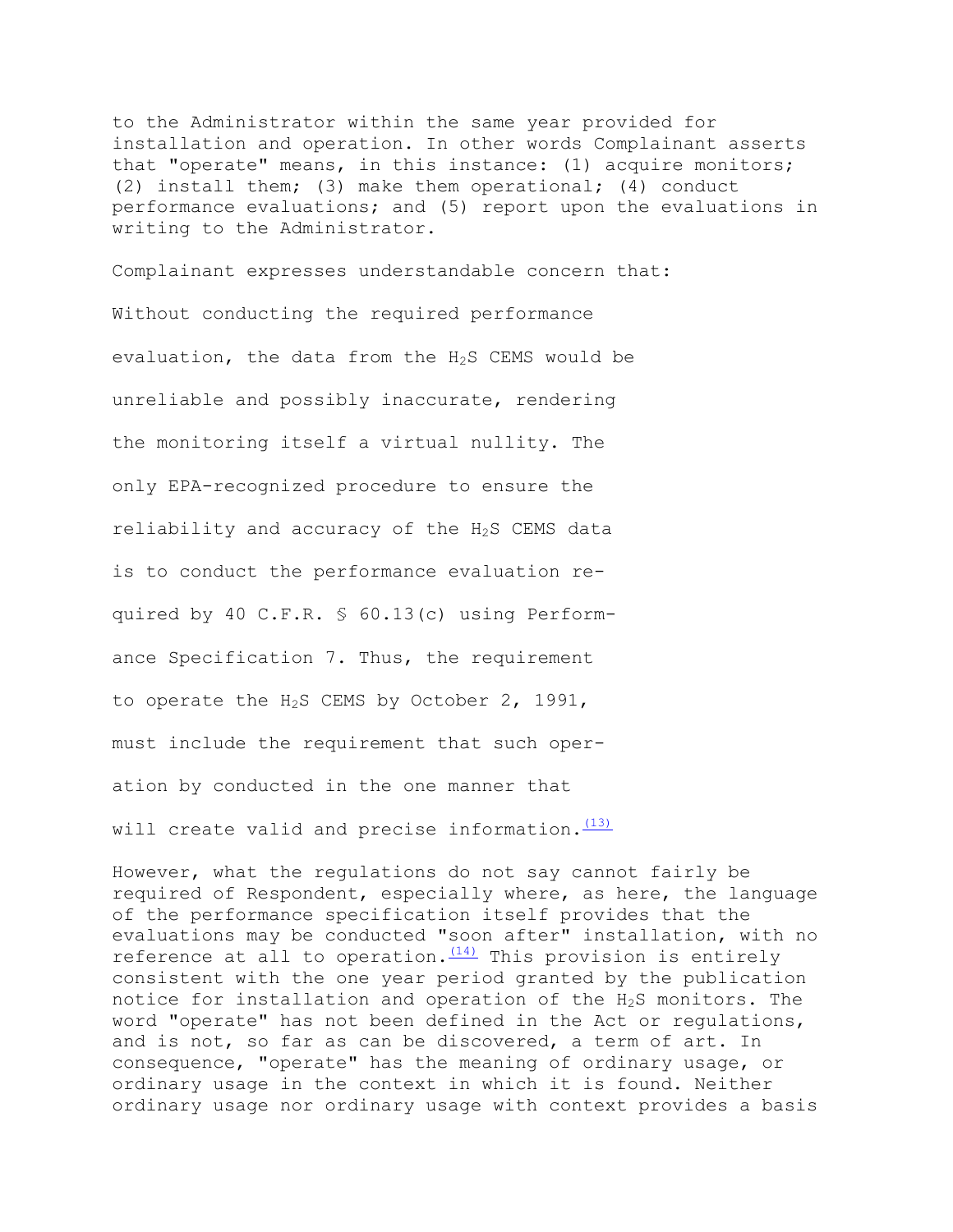to the Administrator within the same year provided for installation and operation. In other words Complainant asserts that "operate" means, in this instance: (1) acquire monitors; (2) install them; (3) make them operational; (4) conduct performance evaluations; and (5) report upon the evaluations in writing to the Administrator.

Complainant expresses understandable concern that:

> Without conducting the required performance evaluation, the data from the $H_2S$ CEMS would be unreliable and possibly inaccurate, rendering the monitoring itself a virtual nullity. The only EPA-recognized procedure to ensure the reliability and accuracy of the $H_2S$ CEMS data is to conduct the performance evaluation required by 40 C.F.R. § 60.13(c) using Performance Specification 7. Thus, the requirement to operate the $H_2S$ CEMS by October 2, 1991, must include the requirement that such operation by conducted in the one manner that will create valid and precise information.[(13)]

However, what the regulations do not say cannot fairly be required of Respondent, especially where, as here, the language of the performance specification itself provides that the evaluations may be conducted "soon after" installation, with no reference at all to operation.[(14)] This provision is entirely consistent with the one year period granted by the publication notice for installation and operation of the $H_2S$ monitors. The word "operate" has not been defined in the Act or regulations, and is not, so far as can be discovered, a term of art. In consequence, "operate" has the meaning of ordinary usage, or ordinary usage in the context in which it is found. Neither ordinary usage nor ordinary usage with context provides a basis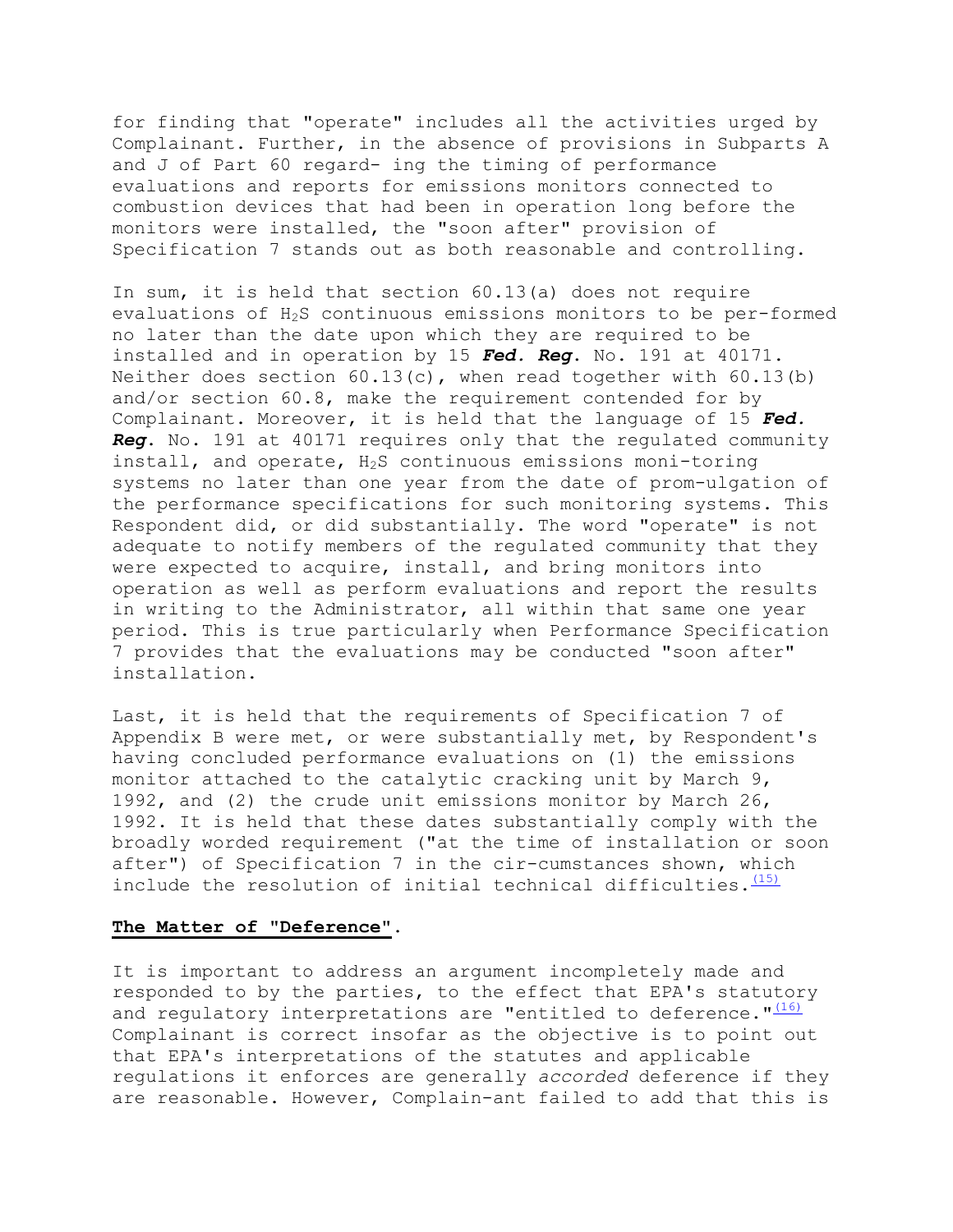for finding that "operate" includes all the activities urged by Complainant. Further, in the absence of provisions in Subparts A and J of Part 60 regard- ing the timing of performance evaluations and reports for emissions monitors connected to combustion devices that had been in operation long before the monitors were installed, the "soon after" provision of Specification 7 stands out as both reasonable and controlling.

In sum, it is held that section 60.13(a) does not require evaluations of $H_2S$ continuous emissions monitors to be per-formed no later than the date upon which they are required to be installed and in operation by 15 ***Fed. Reg***. No. 191 at 40171. Neither does section 60.13(c), when read together with 60.13(b) and/or section 60.8, make the requirement contended for by Complainant. Moreover, it is held that the language of 15 ***Fed. Reg***. No. 191 at 40171 requires only that the regulated community install, and operate, $H_2S$ continuous emissions moni-toring systems no later than one year from the date of prom-ulgation of the performance specifications for such monitoring systems. This Respondent did, or did substantially. The word "operate" is not adequate to notify members of the regulated community that they were expected to acquire, install, and bring monitors into operation as well as perform evaluations and report the results in writing to the Administrator, all within that same one year period. This is true particularly when Performance Specification 7 provides that the evaluations may be conducted "soon after" installation.

Last, it is held that the requirements of Specification 7 of Appendix B were met, or were substantially met, by Respondent's having concluded performance evaluations on (1) the emissions monitor attached to the catalytic cracking unit by March 9, 1992, and (2) the crude unit emissions monitor by March 26, 1992. It is held that these dates substantially comply with the broadly worded requirement ("at the time of installation or soon after") of Specification 7 in the cir-cumstances shown, which include the resolution of initial technical difficulties.[15]

**The Matter of "Deference".**

It is important to address an argument incompletely made and responded to by the parties, to the effect that EPA's statutory and regulatory interpretations are "entitled to deference."[16] Complainant is correct insofar as the objective is to point out that EPA's interpretations of the statutes and applicable regulations it enforces are generally *accorded* deference if they are reasonable. However, Complain-ant failed to add that this is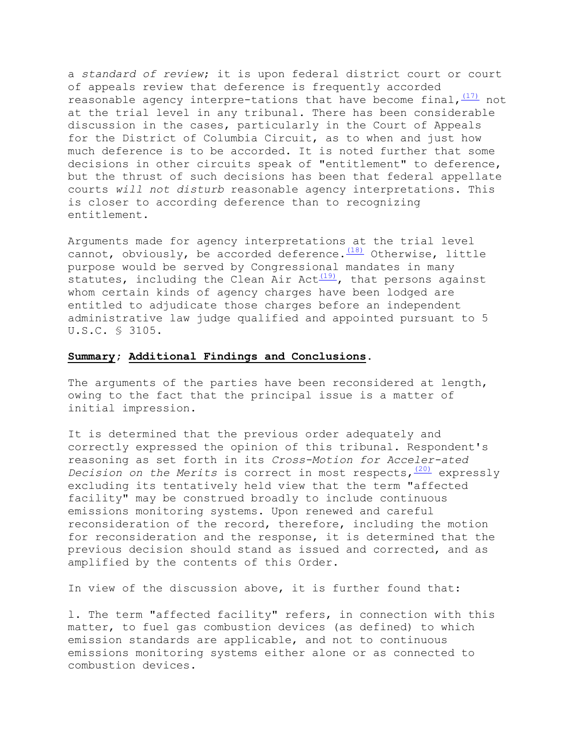a *standard of review*; it is upon federal district court or court of appeals review that deference is frequently accorded reasonable agency interpre-tations that have become final,[17] not at the trial level in any tribunal. There has been considerable discussion in the cases, particularly in the Court of Appeals for the District of Columbia Circuit, as to when and just how much deference is to be accorded. It is noted further that some decisions in other circuits speak of "entitlement" to deference, but the thrust of such decisions has been that federal appellate courts *will not disturb* reasonable agency interpretations. This is closer to according deference than to recognizing entitlement.

Arguments made for agency interpretations at the trial level cannot, obviously, be accorded deference.[18] Otherwise, little purpose would be served by Congressional mandates in many statutes, including the Clean Air Act[19], that persons against whom certain kinds of agency charges have been lodged are entitled to adjudicate those charges before an independent administrative law judge qualified and appointed pursuant to 5 U.S.C. § 3105.

**Summary**; **Additional Findings and Conclusions**.

The arguments of the parties have been reconsidered at length, owing to the fact that the principal issue is a matter of initial impression.

It is determined that the previous order adequately and correctly expressed the opinion of this tribunal. Respondent's reasoning as set forth in its *Cross-Motion for Acceler-ated Decision on the Merits* is correct in most respects,[20] expressly excluding its tentatively held view that the term "affected facility" may be construed broadly to include continuous emissions monitoring systems. Upon renewed and careful reconsideration of the record, therefore, including the motion for reconsideration and the response, it is determined that the previous decision should stand as issued and corrected, and as amplified by the contents of this Order.

In view of the discussion above, it is further found that:

1. The term "affected facility" refers, in connection with this matter, to fuel gas combustion devices (as defined) to which emission standards are applicable, and not to continuous emissions monitoring systems either alone or as connected to combustion devices.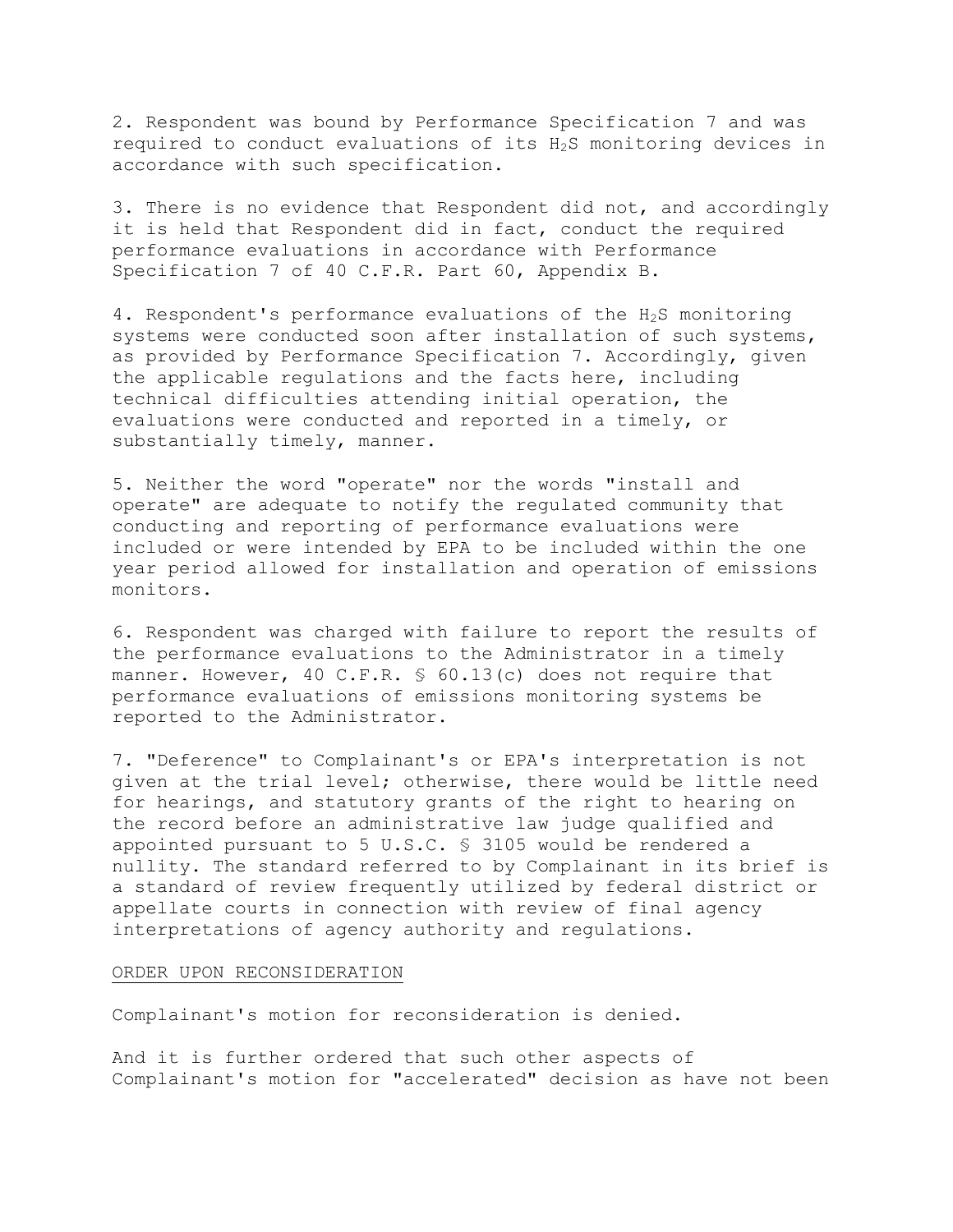2. Respondent was bound by Performance Specification 7 and was required to conduct evaluations of its $H_2S$ monitoring devices in accordance with such specification.

3. There is no evidence that Respondent did not, and accordingly it is held that Respondent did in fact, conduct the required performance evaluations in accordance with Performance Specification 7 of 40 C.F.R. Part 60, Appendix B.

4. Respondent's performance evaluations of the $H_2S$ monitoring systems were conducted soon after installation of such systems, as provided by Performance Specification 7. Accordingly, given the applicable regulations and the facts here, including technical difficulties attending initial operation, the evaluations were conducted and reported in a timely, or substantially timely, manner.

5. Neither the word "operate" nor the words "install and operate" are adequate to notify the regulated community that conducting and reporting of performance evaluations were included or were intended by EPA to be included within the one year period allowed for installation and operation of emissions monitors.

6. Respondent was charged with failure to report the results of the performance evaluations to the Administrator in a timely manner. However, 40 C.F.R. § 60.13(c) does not require that performance evaluations of emissions monitoring systems be reported to the Administrator.

7. "Deference" to Complainant's or EPA's interpretation is not given at the trial level; otherwise, there would be little need for hearings, and statutory grants of the right to hearing on the record before an administrative law judge qualified and appointed pursuant to 5 U.S.C. § 3105 would be rendered a nullity. The standard referred to by Complainant in its brief is a standard of review frequently utilized by federal district or appellate courts in connection with review of final agency interpretations of agency authority and regulations.

ORDER UPON RECONSIDERATION

Complainant's motion for reconsideration is denied.

And it is further ordered that such other aspects of Complainant's motion for "accelerated" decision as have not been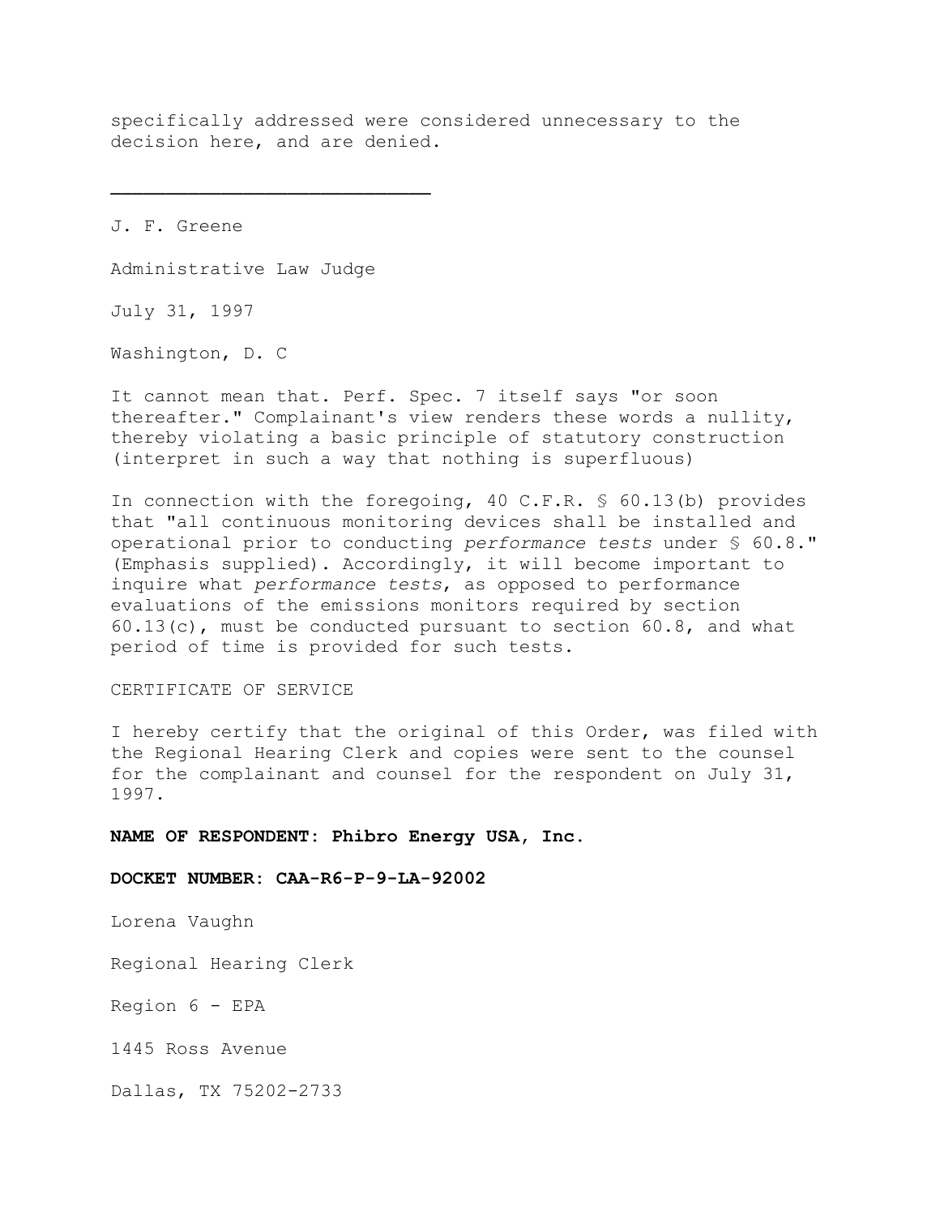specifically addressed were considered unnecessary to the decision here, and are denied.

______________________________

J. F. Greene

Administrative Law Judge

July 31, 1997

Washington, D. C

It cannot mean that. Perf. Spec. 7 itself says "or soon thereafter." Complainant's view renders these words a nullity, thereby violating a basic principle of statutory construction (interpret in such a way that nothing is superfluous)

In connection with the foregoing, 40 C.F.R. § 60.13(b) provides that "all continuous monitoring devices shall be installed and operational prior to conducting *performance tests* under § 60.8." (Emphasis supplied). Accordingly, it will become important to inquire what *performance tests*, as opposed to performance evaluations of the emissions monitors required by section 60.13(c), must be conducted pursuant to section 60.8, and what period of time is provided for such tests.

CERTIFICATE OF SERVICE

I hereby certify that the original of this Order, was filed with the Regional Hearing Clerk and copies were sent to the counsel for the complainant and counsel for the respondent on July 31, 1997.

**NAME OF RESPONDENT: Phibro Energy USA, Inc.**

**DOCKET NUMBER: CAA-R6-P-9-LA-92002**

Lorena Vaughn

Regional Hearing Clerk

Region 6 - EPA

1445 Ross Avenue

Dallas, TX 75202-2733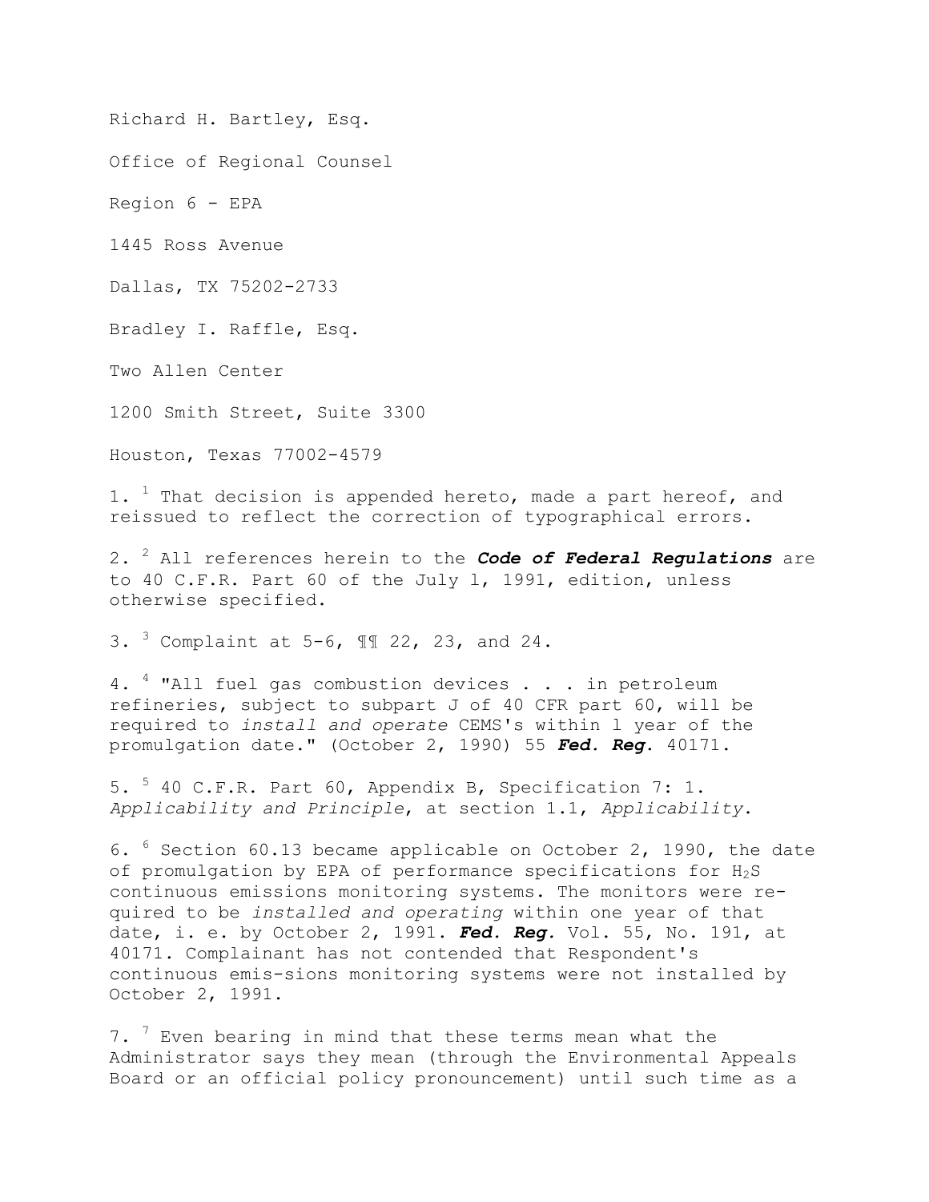Richard H. Bartley, Esq.

Office of Regional Counsel

Region 6 - EPA

1445 Ross Avenue

Dallas, TX 75202-2733

Bradley I. Raffle, Esq.

Two Allen Center

1200 Smith Street, Suite 3300

Houston, Texas 77002-4579

1. [1] That decision is appended hereto, made a part hereof, and reissued to reflect the correction of typographical errors.

2. [2] All references herein to the ***Code of Federal Regulations*** are to 40 C.F.R. Part 60 of the July l, 1991, edition, unless otherwise specified.

3. [3] Complaint at 5-6, ¶¶ 22, 23, and 24.

4. [4] "All fuel gas combustion devices . . . in petroleum refineries, subject to subpart J of 40 CFR part 60, will be required to *install and operate* CEMS's within l year of the promulgation date." (October 2, 1990) 55 ***Fed. Reg.*** 40171.

5. [5] 40 C.F.R. Part 60, Appendix B, Specification 7: 1. *Applicability and Principle*, at section 1.1, *Applicability*.

6. [6] Section 60.13 became applicable on October 2, 1990, the date of promulgation by EPA of performance specifications for $H_2S$ continuous emissions monitoring systems. The monitors were re-quired to be *installed and operating* within one year of that date, i. e. by October 2, 1991. ***Fed. Reg.*** Vol. 55, No. 191, at 40171. Complainant has not contended that Respondent's continuous emis-sions monitoring systems were not installed by October 2, 1991.

7. [7] Even bearing in mind that these terms mean what the Administrator says they mean (through the Environmental Appeals Board or an official policy pronouncement) until such time as a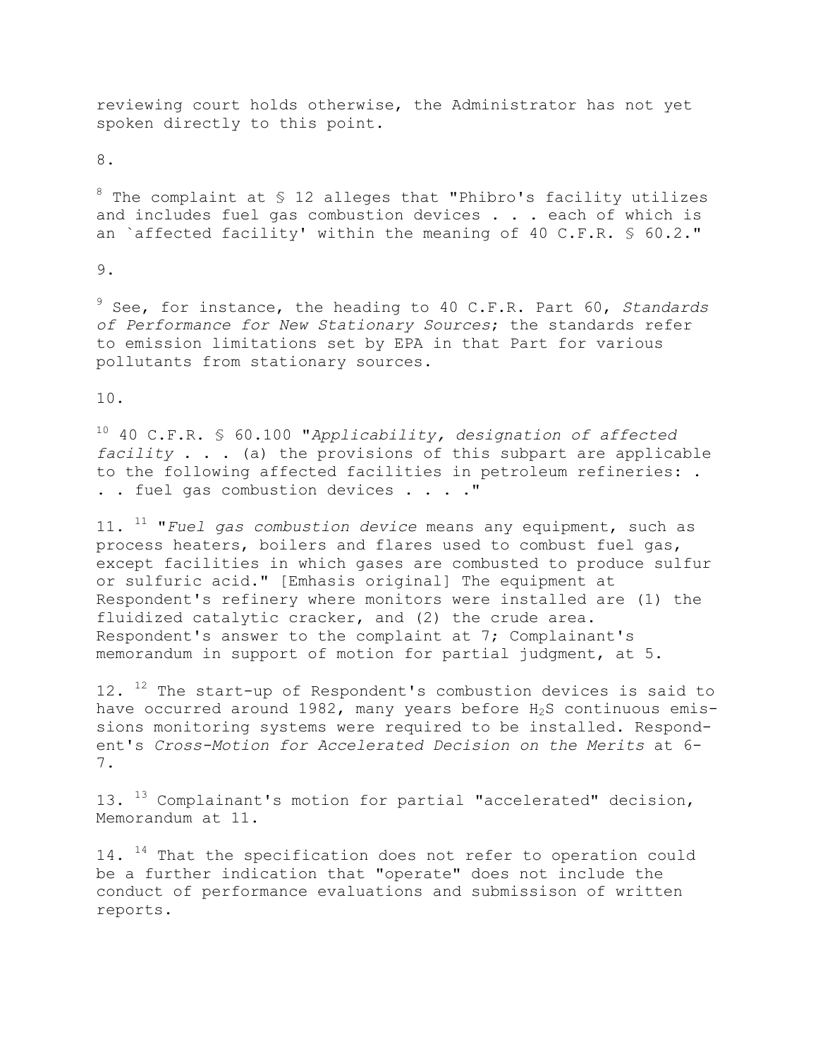reviewing court holds otherwise, the Administrator has not yet spoken directly to this point.

8.

[8] The complaint at § 12 alleges that "Phibro's facility utilizes and includes fuel gas combustion devices . . . each of which is an `affected facility' within the meaning of 40 C.F.R. § 60.2."

9.

[9] See, for instance, the heading to 40 C.F.R. Part 60, *Standards of Performance for New Stationary Sources*; the standards refer to emission limitations set by EPA in that Part for various pollutants from stationary sources.

10.

[10] 40 C.F.R. § 60.100 "*Applicability, designation of affected facility* . . . (a) the provisions of this subpart are applicable to the following affected facilities in petroleum refineries: . . . fuel gas combustion devices . . . ."

11. [11] "*Fuel gas combustion device* means any equipment, such as process heaters, boilers and flares used to combust fuel gas, except facilities in which gases are combusted to produce sulfur or sulfuric acid." [Emhasis original] The equipment at Respondent's refinery where monitors were installed are (1) the fluidized catalytic cracker, and (2) the crude area. Respondent's answer to the complaint at 7; Complainant's memorandum in support of motion for partial judgment, at 5.

12. [12] The start-up of Respondent's combustion devices is said to have occurred around 1982, many years before $H_2S$ continuous emissions monitoring systems were required to be installed. Respondent's *Cross-Motion for Accelerated Decision on the Merits* at 6-7.

13. [13] Complainant's motion for partial "accelerated" decision, Memorandum at 11.

14. [14] That the specification does not refer to operation could be a further indication that "operate" does not include the conduct of performance evaluations and submissison of written reports.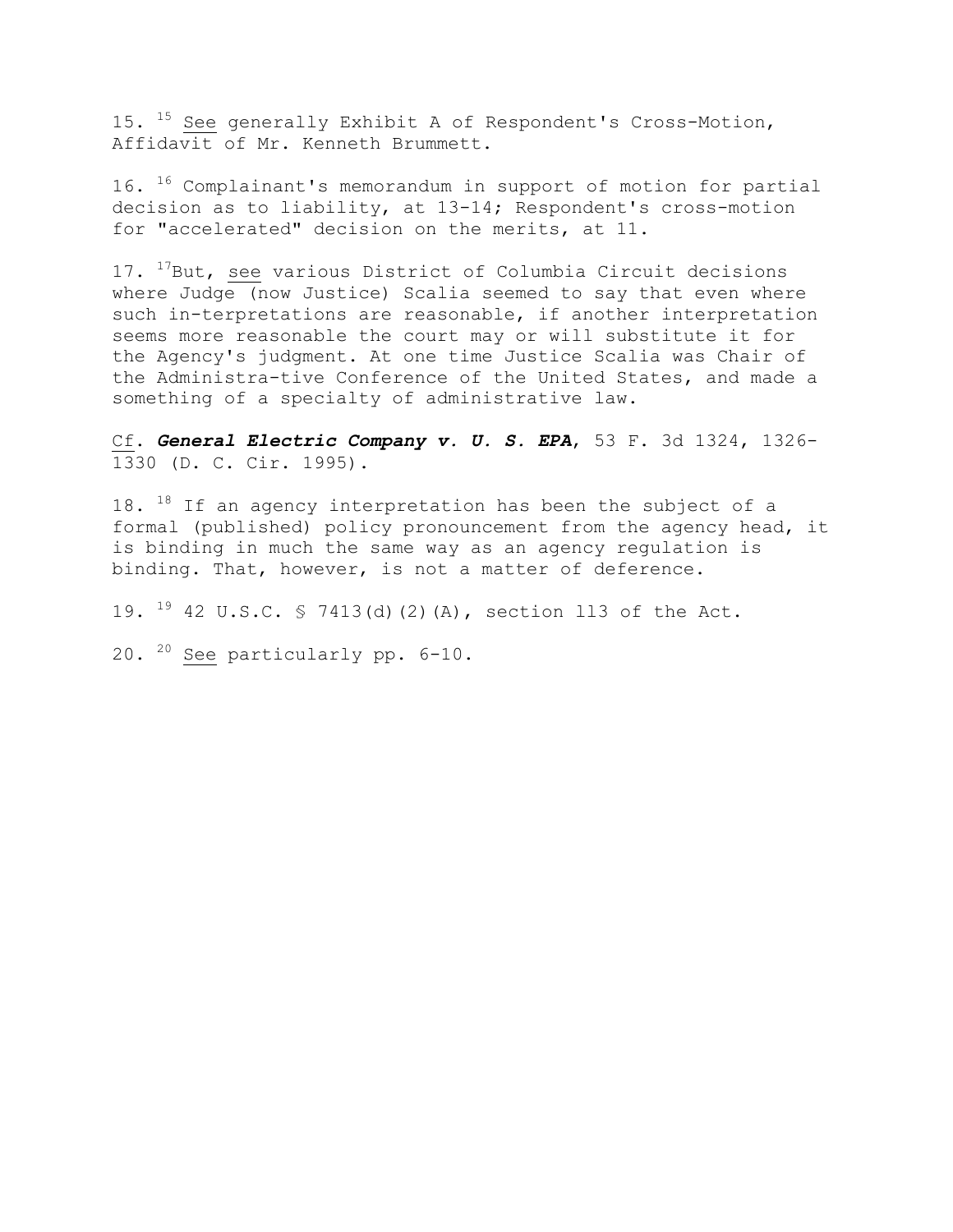15. [15] See generally Exhibit A of Respondent's Cross-Motion, Affidavit of Mr. Kenneth Brummett.

16. [16] Complainant's memorandum in support of motion for partial decision as to liability, at 13-14; Respondent's cross-motion for "accelerated" decision on the merits, at 11.

17. [17]But, see various District of Columbia Circuit decisions where Judge (now Justice) Scalia seemed to say that even where such in-terpretations are reasonable, if another interpretation seems more reasonable the court may or will substitute it for the Agency's judgment. At one time Justice Scalia was Chair of the Administra-tive Conference of the United States, and made a something of a specialty of administrative law.

Cf. ***General Electric Company v. U. S. EPA***, 53 F. 3d 1324, 1326-1330 (D. C. Cir. 1995).

18. [18] If an agency interpretation has been the subject of a formal (published) policy pronouncement from the agency head, it is binding in much the same way as an agency regulation is binding. That, however, is not a matter of deference.

19. [19] 42 U.S.C. § 7413(d)(2)(A), section 113 of the Act.

20. [20] See particularly pp. 6-10.